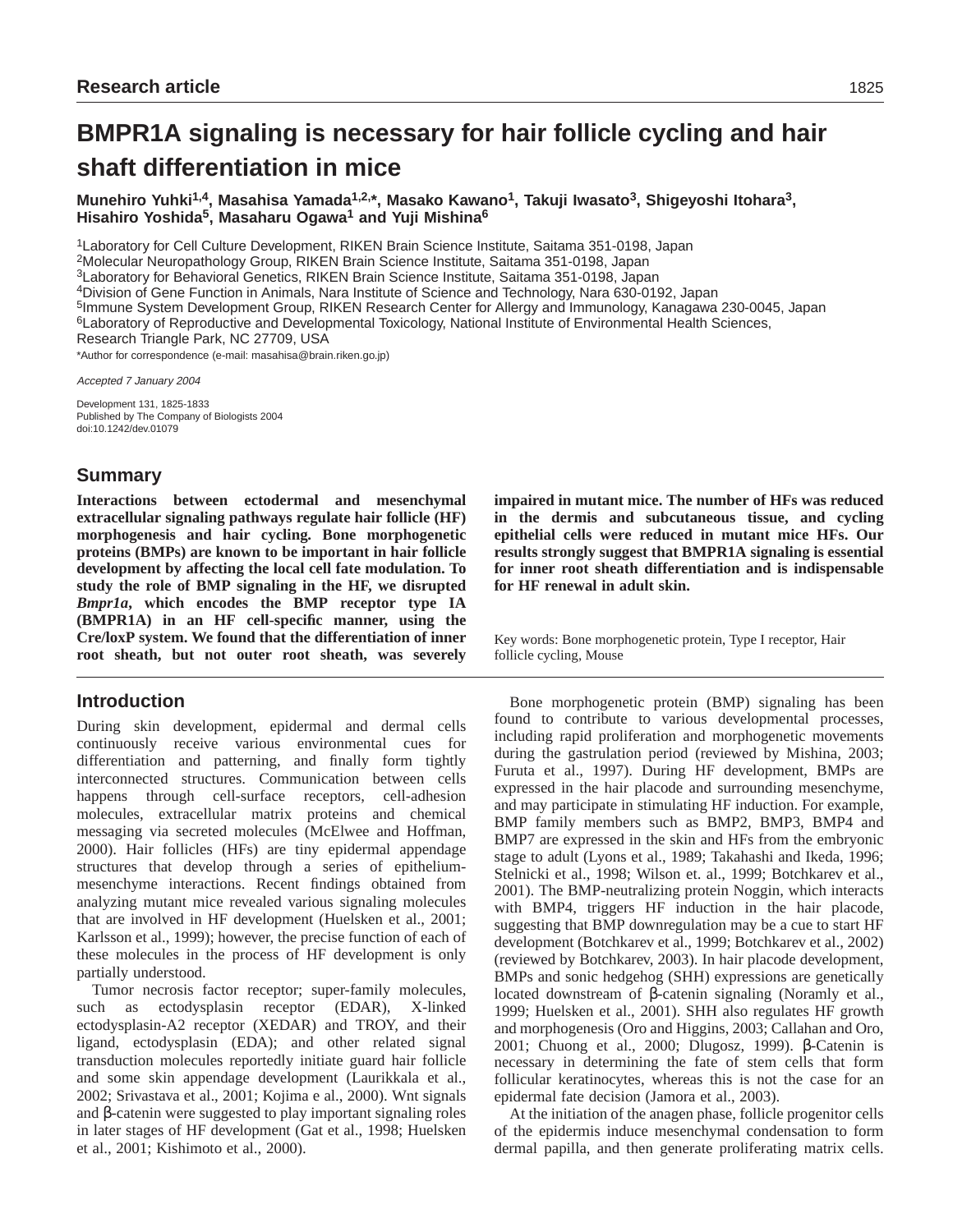Research article

# BMPR1A signaling is necessary for hair follicle cycling and hair shaft differentiation in mice

**Munehiro Yuhki[1,4], Masahisa Yamada[1,2,*], Masako Kawano[1], Takuji Iwasato[3], Shigeyoshi Itohara[3], Hisahiro Yoshida[5], Masaharu Ogawa[1] and Yuji Mishina[6]**

[1]Laboratory for Cell Culture Development, RIKEN Brain Science Institute, Saitama 351-0198, Japan
[2]Molecular Neuropathology Group, RIKEN Brain Science Institute, Saitama 351-0198, Japan
[3]Laboratory for Behavioral Genetics, RIKEN Brain Science Institute, Saitama 351-0198, Japan
[4]Division of Gene Function in Animals, Nara Institute of Science and Technology, Nara 630-0192, Japan
[5]Immune System Development Group, RIKEN Research Center for Allergy and Immunology, Kanagawa 230-0045, Japan
[6]Laboratory of Reproductive and Developmental Toxicology, National Institute of Environmental Health Sciences, Research Triangle Park, NC 27709, USA

*Author for correspondence (e-mail: masahisa@brain.riken.go.jp)

*Accepted 7 January 2004*

Development 131, 1825-1833
Published by The Company of Biologists 2004
doi:10.1242/dev.01079

## Summary

**Interactions between ectodermal and mesenchymal extracellular signaling pathways regulate hair follicle (HF) morphogenesis and hair cycling. Bone morphogenetic proteins (BMPs) are known to be important in hair follicle development by affecting the local cell fate modulation. To study the role of BMP signaling in the HF, we disrupted *Bmpr1a*, which encodes the BMP receptor type IA (BMPR1A) in an HF cell-specific manner, using the Cre/loxP system. We found that the differentiation of inner root sheath, but not outer root sheath, was severely impaired in mutant mice. The number of HFs was reduced in the dermis and subcutaneous tissue, and cycling epithelial cells were reduced in mutant mice HFs. Our results strongly suggest that BMPR1A signaling is essential for inner root sheath differentiation and is indispensable for HF renewal in adult skin.**

Key words: Bone morphogenetic protein, Type I receptor, Hair follicle cycling, Mouse

## Introduction

During skin development, epidermal and dermal cells continuously receive various environmental cues for differentiation and patterning, and finally form tightly interconnected structures. Communication between cells happens through cell-surface receptors, cell-adhesion molecules, extracellular matrix proteins and chemical messaging via secreted molecules (McElwee and Hoffman, 2000). Hair follicles (HFs) are tiny epidermal appendage structures that develop through a series of epithelium-mesenchyme interactions. Recent findings obtained from analyzing mutant mice revealed various signaling molecules that are involved in HF development (Huelsken et al., 2001; Karlsson et al., 1999); however, the precise function of each of these molecules in the process of HF development is only partially understood.

Tumor necrosis factor receptor; super-family molecules, such as ectodysplasin receptor (EDAR), X-linked ectodysplasin-A2 receptor (XEDAR) and TROY, and their ligand, ectodysplasin (EDA); and other related signal transduction molecules reportedly initiate guard hair follicle and some skin appendage development (Laurikkala et al., 2002; Srivastava et al., 2001; Kojima e al., 2000). Wnt signals and β-catenin were suggested to play important signaling roles in later stages of HF development (Gat et al., 1998; Huelsken et al., 2001; Kishimoto et al., 2000).

Bone morphogenetic protein (BMP) signaling has been found to contribute to various developmental processes, including rapid proliferation and morphogenetic movements during the gastrulation period (reviewed by Mishina, 2003; Furuta et al., 1997). During HF development, BMPs are expressed in the hair placode and surrounding mesenchyme, and may participate in stimulating HF induction. For example, BMP family members such as BMP2, BMP3, BMP4 and BMP7 are expressed in the skin and HFs from the embryonic stage to adult (Lyons et al., 1989; Takahashi and Ikeda, 1996; Stelnicki et al., 1998; Wilson et. al., 1999; Botchkarev et al., 2001). The BMP-neutralizing protein Noggin, which interacts with BMP4, triggers HF induction in the hair placode, suggesting that BMP downregulation may be a cue to start HF development (Botchkarev et al., 1999; Botchkarev et al., 2002) (reviewed by Botchkarev, 2003). In hair placode development, BMPs and sonic hedgehog (SHH) expressions are genetically located downstream of β-catenin signaling (Noramly et al., 1999; Huelsken et al., 2001). SHH also regulates HF growth and morphogenesis (Oro and Higgins, 2003; Callahan and Oro, 2001; Chuong et al., 2000; Dlugosz, 1999). β-Catenin is necessary in determining the fate of stem cells that form follicular keratinocytes, whereas this is not the case for an epidermal fate decision (Jamora et al., 2003).

At the initiation of the anagen phase, follicle progenitor cells of the epidermis induce mesenchymal condensation to form dermal papilla, and then generate proliferating matrix cells.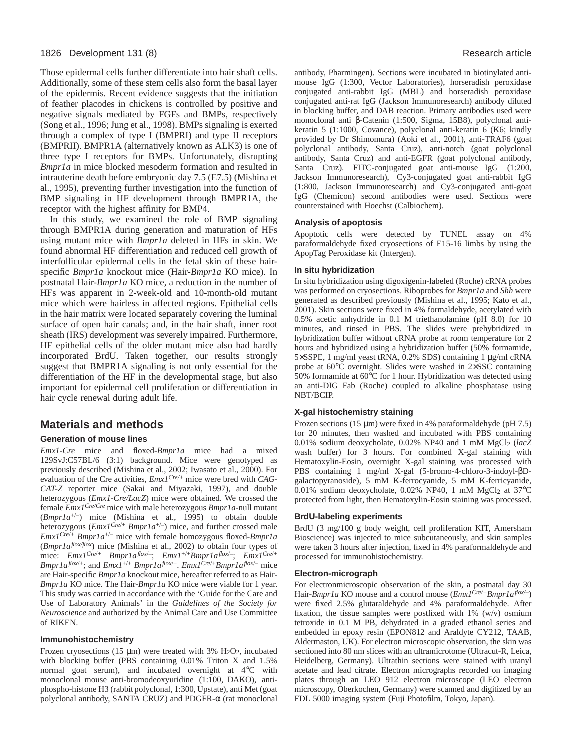Those epidermal cells further differentiate into hair shaft cells. Additionally, some of these stem cells also form the basal layer of the epidermis. Recent evidence suggests that the initiation of feather placodes in chickens is controlled by positive and negative signals mediated by FGFs and BMPs, respectively (Song et al., 1996; Jung et al., 1998). BMPs signaling is exerted through a complex of type I (BMPRI) and type II receptors (BMPRII). BMPR1A (alternatively known as ALK3) is one of three type I receptors for BMPs. Unfortunately, disrupting *Bmpr1a* in mice blocked mesoderm formation and resulted in intrauterine death before embryonic day 7.5 (E7.5) (Mishina et al., 1995), preventing further investigation into the function of BMP signaling in HF development through BMPR1A, the receptor with the highest affinity for BMP4.

In this study, we examined the role of BMP signaling through BMPR1A during generation and maturation of HFs using mutant mice with *Bmpr1a* deleted in HFs in skin. We found abnormal HF differentiation and reduced cell growth of interfollicular epidermal cells in the fetal skin of these hair-specific *Bmpr1a* knockout mice (Hair-*Bmpr1a* KO mice). In postnatal Hair-*Bmpr1a* KO mice, a reduction in the number of HFs was apparent in 2-week-old and 10-month-old mutant mice which were hairless in affected regions. Epithelial cells in the hair matrix were located separately covering the luminal surface of open hair canals; and, in the hair shaft, inner root sheath (IRS) development was severely impaired. Furthermore, HF epithelial cells of the older mutant mice also had hardly incorporated BrdU. Taken together, our results strongly suggest that BMPR1A signaling is not only essential for the differentiation of the HF in the developmental stage, but also important for epidermal cell proliferation or differentiation in hair cycle renewal during adult life.

## Materials and methods

### Generation of mouse lines

*Emx1-Cre* mice and floxed-*Bmpr1a* mice had a mixed 129SvJ:C57BL/6 (3:1) background. Mice were genotyped as previously described (Mishina et al., 2002; Iwasato et al., 2000). For evaluation of the Cre activities, *Emx1*$^{Cre/+}$ mice were bred with *CAG-CAT-Z* reporter mice (Sakai and Miyazaki, 1997), and double heterozygous (*Emx1-Cre/LacZ*) mice were obtained. We crossed the female *Emx1*$^{Cre/Cre}$ mice with male heterozygous *Bmpr1a*-null mutant (*Bmpr1a*$^{+/–}$) mice (Mishina et al., 1995) to obtain double heterozygous (*Emx1*$^{Cre/+}$ *Bmpr1a*$^{+/–}$) mice, and further crossed male *Emx1*$^{Cre/+}$ *Bmpr1a*$^{+/–}$ mice with female homozygous floxed-*Bmpr1a* (*Bmpr1a*$^{flox/flox}$) mice (Mishina et al., 2002) to obtain four types of mice: *Emx1*$^{Cre/+}$ *Bmpr1a*$^{flox/–}$; *Emx1*$^{+/+}$*Bmpr1a*$^{flox/–}$; *Emx1*$^{Cre/+}$ *Bmpr1a*$^{flox/+}$; and *Emx1*$^{+/+}$ *Bmpr1a*$^{flox/+}$. *Emx1*$^{Cre/+}$*Bmpr1a*$^{flox/–}$ mice are Hair-specific *Bmpr1a* knockout mice, hereafter referred to as Hair-*Bmpr1a* KO mice. The Hair-*Bmpr1a* KO mice were viable for 1 year. This study was carried in accordance with the 'Guide for the Care and Use of Laboratory Animals' in the *Guidelines of the Society for Neuroscience* and authorized by the Animal Care and Use Committee of RIKEN.

### Immunohistochemistry

Frozen cryosections (15 µm) were treated with 3% $H_2O_2$, incubated with blocking buffer (PBS containing 0.01% Triton X and 1.5% normal goat serum), and incubated overnight at 4°C with monoclonal mouse anti-bromodeoxyuridine (1:100, DAKO), anti-phospho-histone H3 (rabbit polyclonal, 1:300, Upstate), anti Met (goat polyclonal antibody, SANTA CRUZ) and PDGFR-α (rat monoclonal antibody, Pharmingen). Sections were incubated in biotinylated anti-mouse IgG (1:300, Vector Laboratories), horseradish peroxidase conjugated anti-rabbit IgG (MBL) and horseradish peroxidase conjugated anti-rat IgG (Jackson Immunoresearch) antibody diluted in blocking buffer, and DAB reaction. Primary antibodies used were monoclonal anti β-Catenin (1:500, Sigma, 15B8), polyclonal anti-keratin 5 (1:1000, Covance), polyclonal anti-keratin 6 (K6; kindly provided by Dr Shimomura) (Aoki et al., 2001), anti-TRAF6 (goat polyclonal antibody, Santa Cruz), anti-notch (goat polyclonal antibody, Santa Cruz) and anti-EGFR (goat polyclonal antibody, Santa Cruz). FITC-conjugated goat anti-mouse IgG (1:200, Jackson Immunoresearch), Cy3-conjugated goat anti-rabbit IgG (1:800, Jackson Immunoresearch) and Cy3-conjugated anti-goat IgG (Chemicon) second antibodies were used. Sections were counterstained with Hoechst (Calbiochem).

### Analysis of apoptosis

Apoptotic cells were detected by TUNEL assay on 4% paraformaldehyde fixed cryosections of E15-16 limbs by using the ApopTag Peroxidase kit (Intergen).

### In situ hybridization

In situ hybridization using digoxigenin-labeled (Roche) cRNA probes was performed on cryosections. Riboprobes for *Bmpr1a* and *Shh* were generated as described previously (Mishina et al., 1995; Kato et al., 2001). Skin sections were fixed in 4% formaldehyde, acetylated with 0.5% acetic anhydride in 0.1 M triethanolamine (pH 8.0) for 10 minutes, and rinsed in PBS. The slides were prehybridized in hybridization buffer without cRNA probe at room temperature for 2 hours and hybridized using a hybridization buffer (50% formamide, 5×SSPE, 1 mg/ml yeast tRNA, 0.2% SDS) containing 1 µg/ml cRNA probe at 60°C overnight. Slides were washed in 2×SSC containing 50% formamide at 60°C for 1 hour. Hybridization was detected using an anti-DIG Fab (Roche) coupled to alkaline phosphatase using NBT/BCIP.

### X-gal histochemistry staining

Frozen sections (15 µm) were fixed in 4% paraformaldehyde (pH 7.5) for 20 minutes, then washed and incubated with PBS containing 0.01% sodium deoxycholate, 0.02% NP40 and 1 mM $MgCl_2$ (*lacZ* wash buffer) for 3 hours. For combined X-gal staining with Hematoxylin-Eosin, overnight X-gal staining was processed with PBS containing 1 mg/ml X-gal (5-bromo-4-chloro-3-indoyl-βD-galactopyranoside), 5 mM K-ferrocyanide, 5 mM K-ferricyanide, 0.01% sodium deoxycholate, 0.02% NP40, 1 mM $MgCl_2$ at 37°C protected from light, then Hematoxylin-Eosin staining was processed.

### BrdU-labeling experiments

BrdU (3 mg/100 g body weight, cell proliferation KIT, Amersham Bioscience) was injected to mice subcutaneously, and skin samples were taken 3 hours after injection, fixed in 4% paraformaldehyde and processed for immunohistochemistry.

### Electron-micrograph

For electronmicroscopic observation of the skin, a postnatal day 30 Hair-*Bmpr1a* KO mouse and a control mouse (*Emx1*$^{Cre/+}$*Bmpr1a*$^{flox/–}$) were fixed 2.5% glutaraldehyde and 4% paraformaldehyde. After fixation, the tissue samples were postfixed with 1% (w/v) osmium tetroxide in 0.1 M PB, dehydrated in a graded ethanol series and embedded in epoxy resin (EPON812 and Araldyte CY212, TAAB, Aldermaston, UK). For electron microscopic observation, the skin was sectioned into 80 nm slices with an ultramicrotome (Ultracut-R, Leica, Heidelberg, Germany). Ultrathin sections were stained with uranyl acetate and lead citrate. Electron micrographs recorded on imaging plates through an LEO 912 electron microscope (LEO electron microscopy, Oberkochen, Germany) were scanned and digitized by an FDL 5000 imaging system (Fuji Photofilm, Tokyo, Japan).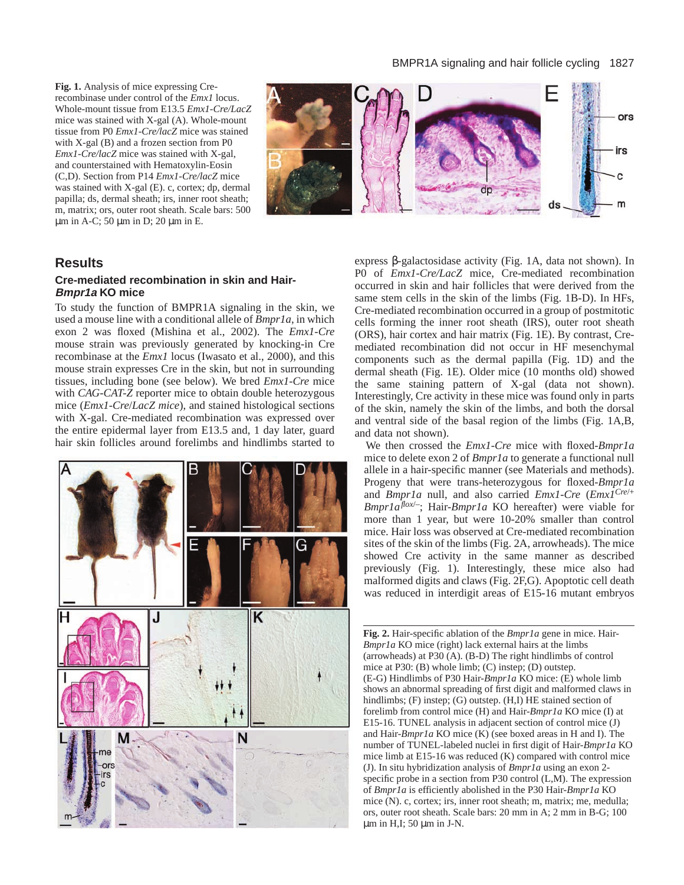**Fig. 1.** Analysis of mice expressing Cre-recombinase under control of the *Emx1* locus. Whole-mount tissue from E13.5 *Emx1-Cre/LacZ* mice was stained with X-gal (A). Whole-mount tissue from P0 *Emx1-Cre/lacZ* mice was stained with X-gal (B) and a frozen section from P0 *Emx1-Cre/lacZ* mice was stained with X-gal, and counterstained with Hematoxylin-Eosin (C,D). Section from P14 *Emx1-Cre/lacZ* mice was stained with X-gal (E). c, cortex; dp, dermal papilla; ds, dermal sheath; irs, inner root sheath; m, matrix; ors, outer root sheath. Scale bars: 500 μm in A-C; 50 μm in D; 20 μm in E.

## Results

### Cre-mediated recombination in skin and Hair-*Bmpr1a* KO mice

To study the function of BMPR1A signaling in the skin, we used a mouse line with a conditional allele of *Bmpr1a*, in which exon 2 was floxed (Mishina et al., 2002). The *Emx1-Cre* mouse strain was previously generated by knocking-in Cre recombinase at the *Emx1* locus (Iwasato et al., 2000), and this mouse strain expresses Cre in the skin, but not in surrounding tissues, including bone (see below). We bred *Emx1-Cre* mice with *CAG-CAT-Z* reporter mice to obtain double heterozygous mice (*Emx1-Cre*/*LacZ mice*), and stained histological sections with X-gal. Cre-mediated recombination was expressed over the entire epidermal layer from E13.5 and, 1 day later, guard hair skin follicles around forelimbs and hindlimbs started to express β-galactosidase activity (Fig. 1A, data not shown). In P0 of *Emx1-Cre/LacZ* mice, Cre-mediated recombination occurred in skin and hair follicles that were derived from the same stem cells in the skin of the limbs (Fig. 1B-D). In HFs, Cre-mediated recombination occurred in a group of postmitotic cells forming the inner root sheath (IRS), outer root sheath (ORS), hair cortex and hair matrix (Fig. 1E). By contrast, Cre-mediated recombination did not occur in HF mesenchymal components such as the dermal papilla (Fig. 1D) and the dermal sheath (Fig. 1E). Older mice (10 months old) showed the same staining pattern of X-gal (data not shown). Interestingly, Cre activity in these mice was found only in parts of the skin, namely the skin of the limbs, and both the dorsal and ventral side of the basal region of the limbs (Fig. 1A,B, and data not shown).

We then crossed the *Emx1-Cre* mice with floxed-*Bmpr1a* mice to delete exon 2 of *Bmpr1a* to generate a functional null allele in a hair-specific manner (see Materials and methods). Progeny that were trans-heterozygous for floxed-*Bmpr1a* and *Bmpr1a* null, and also carried *Emx1-Cre* (*Emx1*$^{Cre/+}$ *Bmpr1a*$^{flox/-}$; Hair-*Bmpr1a* KO hereafter) were viable for more than 1 year, but were 10-20% smaller than control mice. Hair loss was observed at Cre-mediated recombination sites of the skin of the limbs (Fig. 2A, arrowheads). The mice showed Cre activity in the same manner as described previously (Fig. 1). Interestingly, these mice also had malformed digits and claws (Fig. 2F,G). Apoptotic cell death was reduced in interdigit areas of E15-16 mutant embryos

**Fig. 2.** Hair-specific ablation of the *Bmpr1a* gene in mice. Hair-*Bmpr1a* KO mice (right) lack external hairs at the limbs (arrowheads) at P30 (A). (B-D) The right hindlimbs of control mice at P30: (B) whole limb; (C) instep; (D) outstep. (E-G) Hindlimbs of P30 Hair-*Bmpr1a* KO mice: (E) whole limb shows an abnormal spreading of first digit and malformed claws in hindlimbs; (F) instep; (G) outstep. (H,I) HE stained section of forelimb from control mice (H) and Hair-*Bmpr1a* KO mice (I) at E15-16. TUNEL analysis in adjacent section of control mice (J) and Hair-*Bmpr1a* KO mice (K) (see boxed areas in H and I). The number of TUNEL-labeled nuclei in first digit of Hair-*Bmpr1a* KO mice limb at E15-16 was reduced (K) compared with control mice (J). In situ hybridization analysis of *Bmpr1a* using an exon 2-specific probe in a section from P30 control (L,M). The expression of *Bmpr1a* is efficiently abolished in the P30 Hair-*Bmpr1a* KO mice (N). c, cortex; irs, inner root sheath; m, matrix; me, medulla; ors, outer root sheath. Scale bars: 20 mm in A; 2 mm in B-G; 100 μm in H,I; 50 μm in J-N.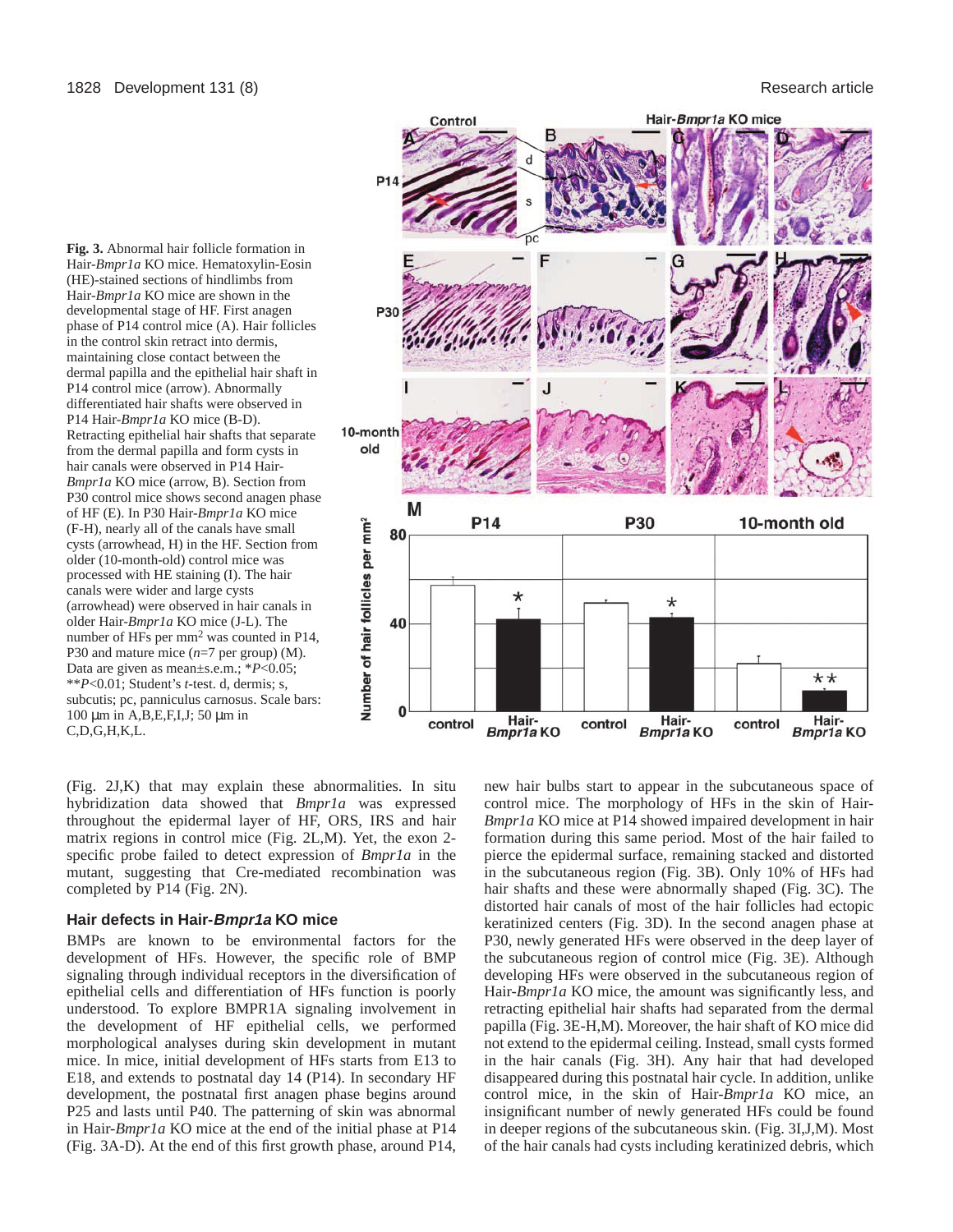**Fig. 3.** Abnormal hair follicle formation in Hair-*Bmpr1a* KO mice. Hematoxylin-Eosin (HE)-stained sections of hindlimbs from Hair-*Bmpr1a* KO mice are shown in the developmental stage of HF. First anagen phase of P14 control mice (A). Hair follicles in the control skin retract into dermis, maintaining close contact between the dermal papilla and the epithelial hair shaft in P14 control mice (arrow). Abnormally differentiated hair shafts were observed in P14 Hair-*Bmpr1a* KO mice (B-D). Retracting epithelial hair shafts that separate from the dermal papilla and form cysts in hair canals were observed in P14 Hair-*Bmpr1a* KO mice (arrow, B). Section from P30 control mice shows second anagen phase of HF (E). In P30 Hair-*Bmpr1a* KO mice (F-H), nearly all of the canals have small cysts (arrowhead, H) in the HF. Section from older (10-month-old) control mice was processed with HE staining (I). The hair canals were wider and large cysts (arrowhead) were observed in hair canals in older Hair-*Bmpr1a* KO mice (J-L). The number of HFs per mm$^2$ was counted in P14, P30 and mature mice ($n$=7 per group) (M). Data are given as mean±s.e.m.; \*$P<0.05$; \*\*$P<0.01$; Student's $t$-test. d, dermis; s, subcutis; pc, panniculus carnosus. Scale bars: 100 μm in A,B,E,F,I,J; 50 μm in C,D,G,H,K,L.

(Fig. 2J,K) that may explain these abnormalities. In situ hybridization data showed that *Bmpr1a* was expressed throughout the epidermal layer of HF, ORS, IRS and hair matrix regions in control mice (Fig. 2L,M). Yet, the exon 2-specific probe failed to detect expression of *Bmpr1a* in the mutant, suggesting that Cre-mediated recombination was completed by P14 (Fig. 2N).

### Hair defects in Hair-*Bmpr1a* KO mice

BMPs are known to be environmental factors for the development of HFs. However, the specific role of BMP signaling through individual receptors in the diversification of epithelial cells and differentiation of HFs function is poorly understood. To explore BMPR1A signaling involvement in the development of HF epithelial cells, we performed morphological analyses during skin development in mutant mice. In mice, initial development of HFs starts from E13 to E18, and extends to postnatal day 14 (P14). In secondary HF development, the postnatal first anagen phase begins around P25 and lasts until P40. The patterning of skin was abnormal in Hair-*Bmpr1a* KO mice at the end of the initial phase at P14 (Fig. 3A-D). At the end of this first growth phase, around P14, new hair bulbs start to appear in the subcutaneous space of control mice. The morphology of HFs in the skin of Hair-*Bmpr1a* KO mice at P14 showed impaired development in hair formation during this same period. Most of the hair failed to pierce the epidermal surface, remaining stacked and distorted in the subcutaneous region (Fig. 3B). Only 10% of HFs had hair shafts and these were abnormally shaped (Fig. 3C). The distorted hair canals of most of the hair follicles had ectopic keratinized centers (Fig. 3D). In the second anagen phase at P30, newly generated HFs were observed in the deep layer of the subcutaneous region of control mice (Fig. 3E). Although developing HFs were observed in the subcutaneous region of Hair-*Bmpr1a* KO mice, the amount was significantly less, and retracting epithelial hair shafts had separated from the dermal papilla (Fig. 3E-H,M). Moreover, the hair shaft of KO mice did not extend to the epidermal ceiling. Instead, small cysts formed in the hair canals (Fig. 3H). Any hair that had developed disappeared during this postnatal hair cycle. In addition, unlike control mice, in the skin of Hair-*Bmpr1a* KO mice, an insignificant number of newly generated HFs could be found in deeper regions of the subcutaneous skin. (Fig. 3I,J,M). Most of the hair canals had cysts including keratinized debris, which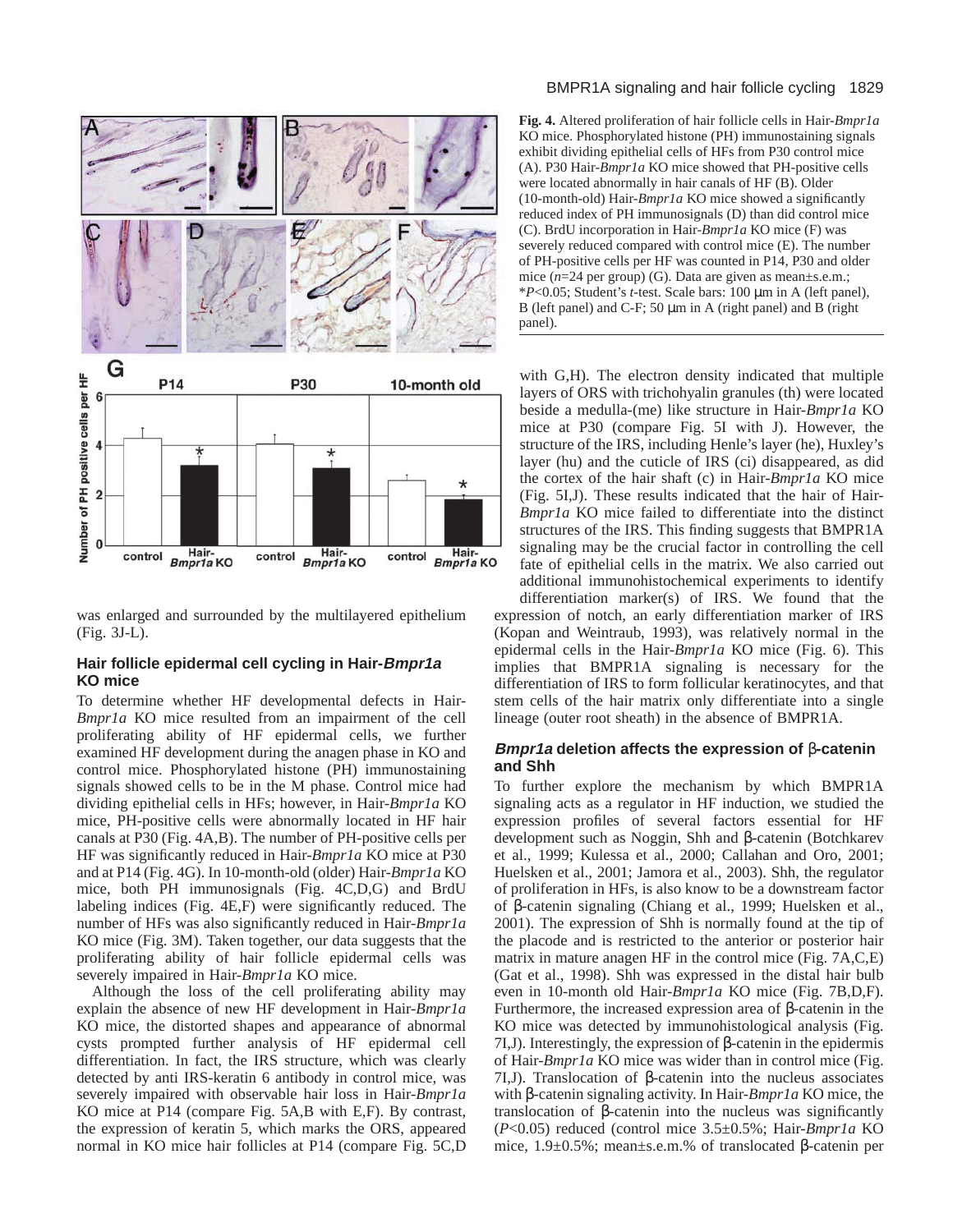**Fig. 4.** Altered proliferation of hair follicle cells in Hair-*Bmpr1a* KO mice. Phosphorylated histone (PH) immunostaining signals exhibit dividing epithelial cells of HFs from P30 control mice (A). P30 Hair-*Bmpr1a* KO mice showed that PH-positive cells were located abnormally in hair canals of HF (B). Older (10-month-old) Hair-*Bmpr1a* KO mice showed a significantly reduced index of PH immunosignals (D) than did control mice (C). BrdU incorporation in Hair-*Bmpr1a* KO mice (F) was severely reduced compared with control mice (E). The number of PH-positive cells per HF was counted in P14, P30 and older mice ($n$=24 per group) (G). Data are given as mean±s.e.m.; \*$P$<0.05; Student's $t$-test. Scale bars: 100 μm in A (left panel), B (left panel) and C-F; 50 μm in A (right panel) and B (right panel).

was enlarged and surrounded by the multilayered epithelium (Fig. 3J-L).

### Hair follicle epidermal cell cycling in Hair-*Bmpr1a* KO mice

To determine whether HF developmental defects in Hair-*Bmpr1a* KO mice resulted from an impairment of the cell proliferating ability of HF epidermal cells, we further examined HF development during the anagen phase in KO and control mice. Phosphorylated histone (PH) immunostaining signals showed cells to be in the M phase. Control mice had dividing epithelial cells in HFs; however, in Hair-*Bmpr1a* KO mice, PH-positive cells were abnormally located in HF hair canals at P30 (Fig. 4A,B). The number of PH-positive cells per HF was significantly reduced in Hair-*Bmpr1a* KO mice at P30 and at P14 (Fig. 4G). In 10-month-old (older) Hair-*Bmpr1a* KO mice, both PH immunosignals (Fig. 4C,D,G) and BrdU labeling indices (Fig. 4E,F) were significantly reduced. The number of HFs was also significantly reduced in Hair-*Bmpr1a* KO mice (Fig. 3M). Taken together, our data suggests that the proliferating ability of hair follicle epidermal cells was severely impaired in Hair-*Bmpr1a* KO mice.

Although the loss of the cell proliferating ability may explain the absence of new HF development in Hair-*Bmpr1a* KO mice, the distorted shapes and appearance of abnormal cysts prompted further analysis of HF epidermal cell differentiation. In fact, the IRS structure, which was clearly detected by anti IRS-keratin 6 antibody in control mice, was severely impaired with observable hair loss in Hair-*Bmpr1a* KO mice at P14 (compare Fig. 5A,B with E,F). By contrast, the expression of keratin 5, which marks the ORS, appeared normal in KO mice hair follicles at P14 (compare Fig. 5C,D with G,H). The electron density indicated that multiple layers of ORS with trichohyalin granules (th) were located beside a medulla-(me) like structure in Hair-*Bmpr1a* KO mice at P30 (compare Fig. 5I with J). However, the structure of the IRS, including Henle's layer (he), Huxley's layer (hu) and the cuticle of IRS (ci) disappeared, as did the cortex of the hair shaft (c) in Hair-*Bmpr1a* KO mice (Fig. 5I,J). These results indicated that the hair of Hair-*Bmpr1a* KO mice failed to differentiate into the distinct structures of the IRS. This finding suggests that BMPR1A signaling may be the crucial factor in controlling the cell fate of epithelial cells in the matrix. We also carried out additional immunohistochemical experiments to identify differentiation marker(s) of IRS. We found that the expression of notch, an early differentiation marker of IRS (Kopan and Weintraub, 1993), was relatively normal in the epidermal cells in the Hair-*Bmpr1a* KO mice (Fig. 6). This implies that BMPR1A signaling is necessary for the differentiation of IRS to form follicular keratinocytes, and that stem cells of the hair matrix only differentiate into a single lineage (outer root sheath) in the absence of BMPR1A.

### *Bmpr1a* deletion affects the expression of β-catenin and Shh

To further explore the mechanism by which BMPR1A signaling acts as a regulator in HF induction, we studied the expression profiles of several factors essential for HF development such as Noggin, Shh and β-catenin (Botchkarev et al., 1999; Kulessa et al., 2000; Callahan and Oro, 2001; Huelsken et al., 2001; Jamora et al., 2003). Shh, the regulator of proliferation in HFs, is also know to be a downstream factor of β-catenin signaling (Chiang et al., 1999; Huelsken et al., 2001). The expression of Shh is normally found at the tip of the placode and is restricted to the anterior or posterior hair matrix in mature anagen HF in the control mice (Fig. 7A,C,E) (Gat et al., 1998). Shh was expressed in the distal hair bulb even in 10-month old Hair-*Bmpr1a* KO mice (Fig. 7B,D,F). Furthermore, the increased expression area of β-catenin in the KO mice was detected by immunohistological analysis (Fig. 7I,J). Interestingly, the expression of β-catenin in the epidermis of Hair-*Bmpr1a* KO mice was wider than in control mice (Fig. 7I,J). Translocation of β-catenin into the nucleus associates with β-catenin signaling activity. In Hair-*Bmpr1a* KO mice, the translocation of β-catenin into the nucleus was significantly ($P$<0.05) reduced (control mice 3.5±0.5%; Hair-*Bmpr1a* KO mice, 1.9±0.5%; mean±s.e.m.% of translocated β-catenin per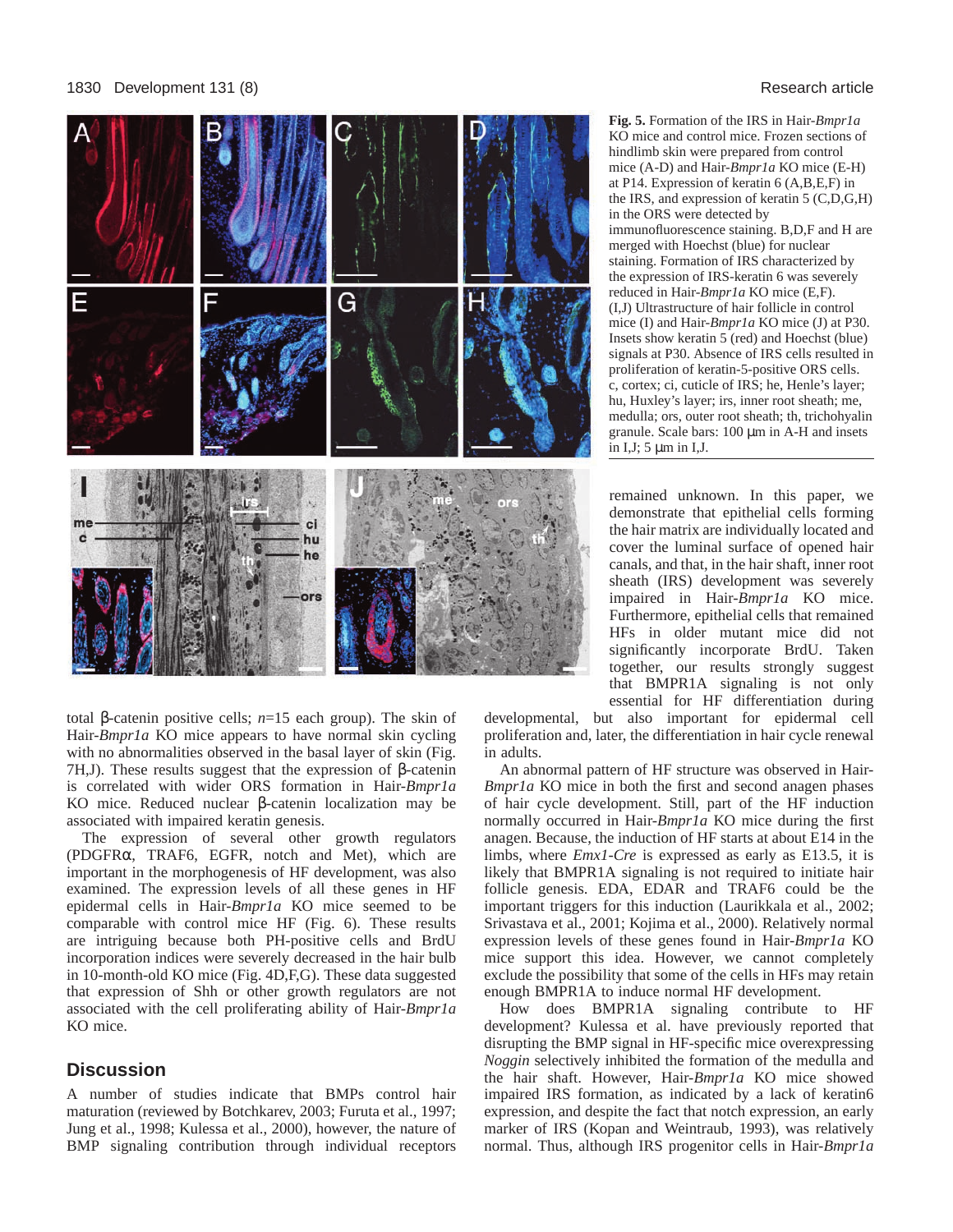**Fig. 5.** Formation of the IRS in Hair-*Bmpr1a* KO mice and control mice. Frozen sections of hindlimb skin were prepared from control mice (A-D) and Hair-*Bmpr1a* KO mice (E-H) at P14. Expression of keratin 6 (A,B,E,F) in the IRS, and expression of keratin 5 (C,D,G,H) in the ORS were detected by immunofluorescence staining. B,D,F and H are merged with Hoechst (blue) for nuclear staining. Formation of IRS characterized by the expression of IRS-keratin 6 was severely reduced in Hair-*Bmpr1a* KO mice (E,F). (I,J) Ultrastructure of hair follicle in control mice (I) and Hair-*Bmpr1a* KO mice (J) at P30. Insets show keratin 5 (red) and Hoechst (blue) signals at P30. Absence of IRS cells resulted in proliferation of keratin-5-positive ORS cells. c, cortex; ci, cuticle of IRS; he, Henle's layer; hu, Huxley's layer; irs, inner root sheath; me, medulla; ors, outer root sheath; th, trichohyalin granule. Scale bars: 100 μm in A-H and insets in I,J; 5 μm in I,J.

total β-catenin positive cells; *n*=15 each group). The skin of Hair-*Bmpr1a* KO mice appears to have normal skin cycling with no abnormalities observed in the basal layer of skin (Fig. 7H,J). These results suggest that the expression of β-catenin is correlated with wider ORS formation in Hair-*Bmpr1a* KO mice. Reduced nuclear β-catenin localization may be associated with impaired keratin genesis.

The expression of several other growth regulators (PDGFRα, TRAF6, EGFR, notch and Met), which are important in the morphogenesis of HF development, was also examined. The expression levels of all these genes in HF epidermal cells in Hair-*Bmpr1a* KO mice seemed to be comparable with control mice HF (Fig. 6). These results are intriguing because both PH-positive cells and BrdU incorporation indices were severely decreased in the hair bulb in 10-month-old KO mice (Fig. 4D,F,G). These data suggested that expression of Shh or other growth regulators are not associated with the cell proliferating ability of Hair-*Bmpr1a* KO mice.

## Discussion

A number of studies indicate that BMPs control hair maturation (reviewed by Botchkarev, 2003; Furuta et al., 1997; Jung et al., 1998; Kulessa et al., 2000), however, the nature of BMP signaling contribution through individual receptors remained unknown. In this paper, we demonstrate that epithelial cells forming the hair matrix are individually located and cover the luminal surface of opened hair canals, and that, in the hair shaft, inner root sheath (IRS) development was severely impaired in Hair-*Bmpr1a* KO mice. Furthermore, epithelial cells that remained HFs in older mutant mice did not significantly incorporate BrdU. Taken together, our results strongly suggest that BMPR1A signaling is not only essential for HF differentiation during developmental, but also important for epidermal cell proliferation and, later, the differentiation in hair cycle renewal in adults.

An abnormal pattern of HF structure was observed in Hair-*Bmpr1a* KO mice in both the first and second anagen phases of hair cycle development. Still, part of the HF induction normally occurred in Hair-*Bmpr1a* KO mice during the first anagen. Because, the induction of HF starts at about E14 in the limbs, where *Emx1-Cre* is expressed as early as E13.5, it is likely that BMPR1A signaling is not required to initiate hair follicle genesis. EDA, EDAR and TRAF6 could be the important triggers for this induction (Laurikkala et al., 2002; Srivastava et al., 2001; Kojima et al., 2000). Relatively normal expression levels of these genes found in Hair-*Bmpr1a* KO mice support this idea. However, we cannot completely exclude the possibility that some of the cells in HFs may retain enough BMPR1A to induce normal HF development.

How does BMPR1A signaling contribute to HF development? Kulessa et al. have previously reported that disrupting the BMP signal in HF-specific mice overexpressing *Noggin* selectively inhibited the formation of the medulla and the hair shaft. However, Hair-*Bmpr1a* KO mice showed impaired IRS formation, as indicated by a lack of keratin6 expression, and despite the fact that notch expression, an early marker of IRS (Kopan and Weintraub, 1993), was relatively normal. Thus, although IRS progenitor cells in Hair-*Bmpr1a*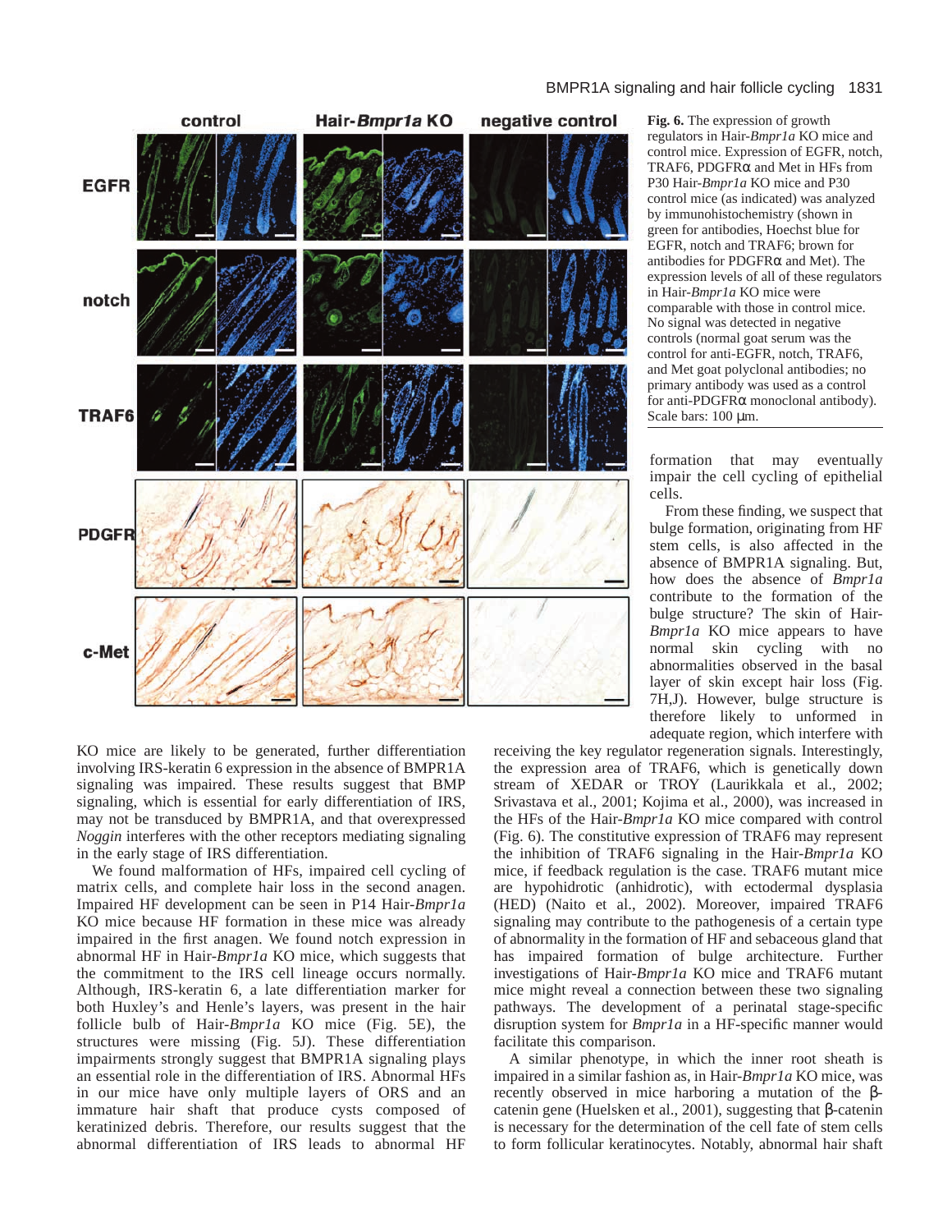**Fig. 6.** The expression of growth regulators in Hair-*Bmpr1a* KO mice and control mice. Expression of EGFR, notch, TRAF6, PDGFRα and Met in HFs from P30 Hair-*Bmpr1a* KO mice and P30 control mice (as indicated) was analyzed by immunohistochemistry (shown in green for antibodies, Hoechst blue for EGFR, notch and TRAF6; brown for antibodies for PDGFRα and Met). The expression levels of all of these regulators in Hair-*Bmpr1a* KO mice were comparable with those in control mice. No signal was detected in negative controls (normal goat serum was the control for anti-EGFR, notch, TRAF6, and Met goat polyclonal antibodies; no primary antibody was used as a control for anti-PDGFRα monoclonal antibody). Scale bars: 100 μm.

KO mice are likely to be generated, further differentiation involving IRS-keratin 6 expression in the absence of BMPR1A signaling was impaired. These results suggest that BMP signaling, which is essential for early differentiation of IRS, may not be transduced by BMPR1A, and that overexpressed *Noggin* interferes with the other receptors mediating signaling in the early stage of IRS differentiation.

We found malformation of HFs, impaired cell cycling of matrix cells, and complete hair loss in the second anagen. Impaired HF development can be seen in P14 Hair-*Bmpr1a* KO mice because HF formation in these mice was already impaired in the first anagen. We found notch expression in abnormal HF in Hair-*Bmpr1a* KO mice, which suggests that the commitment to the IRS cell lineage occurs normally. Although, IRS-keratin 6, a late differentiation marker for both Huxley's and Henle's layers, was present in the hair follicle bulb of Hair-*Bmpr1a* KO mice (Fig. 5E), the structures were missing (Fig. 5J). These differentiation impairments strongly suggest that BMPR1A signaling plays an essential role in the differentiation of IRS. Abnormal HFs in our mice have only multiple layers of ORS and an immature hair shaft that produce cysts composed of keratinized debris. Therefore, our results suggest that the abnormal differentiation of IRS leads to abnormal HF formation that may eventually impair the cell cycling of epithelial cells.

From these finding, we suspect that bulge formation, originating from HF stem cells, is also affected in the absence of BMPR1A signaling. But, how does the absence of *Bmpr1a* contribute to the formation of the bulge structure? The skin of Hair-*Bmpr1a* KO mice appears to have normal skin cycling with no abnormalities observed in the basal layer of skin except hair loss (Fig. 7H,J). However, bulge structure is therefore likely to unformed in adequate region, which interfere with receiving the key regulator regeneration signals. Interestingly, the expression area of TRAF6, which is genetically down stream of XEDAR or TROY (Laurikkala et al., 2002; Srivastava et al., 2001; Kojima et al., 2000), was increased in the HFs of the Hair-*Bmpr1a* KO mice compared with control (Fig. 6). The constitutive expression of TRAF6 may represent the inhibition of TRAF6 signaling in the Hair-*Bmpr1a* KO mice, if feedback regulation is the case. TRAF6 mutant mice are hypohidrotic (anhidrotic), with ectodermal dysplasia (HED) (Naito et al., 2002). Moreover, impaired TRAF6 signaling may contribute to the pathogenesis of a certain type of abnormality in the formation of HF and sebaceous gland that has impaired formation of bulge architecture. Further investigations of Hair-*Bmpr1a* KO mice and TRAF6 mutant mice might reveal a connection between these two signaling pathways. The development of a perinatal stage-specific disruption system for *Bmpr1a* in a HF-specific manner would facilitate this comparison.

A similar phenotype, in which the inner root sheath is impaired in a similar fashion as, in Hair-*Bmpr1a* KO mice, was recently observed in mice harboring a mutation of the β-catenin gene (Huelsken et al., 2001), suggesting that β-catenin is necessary for the determination of the cell fate of stem cells to form follicular keratinocytes. Notably, abnormal hair shaft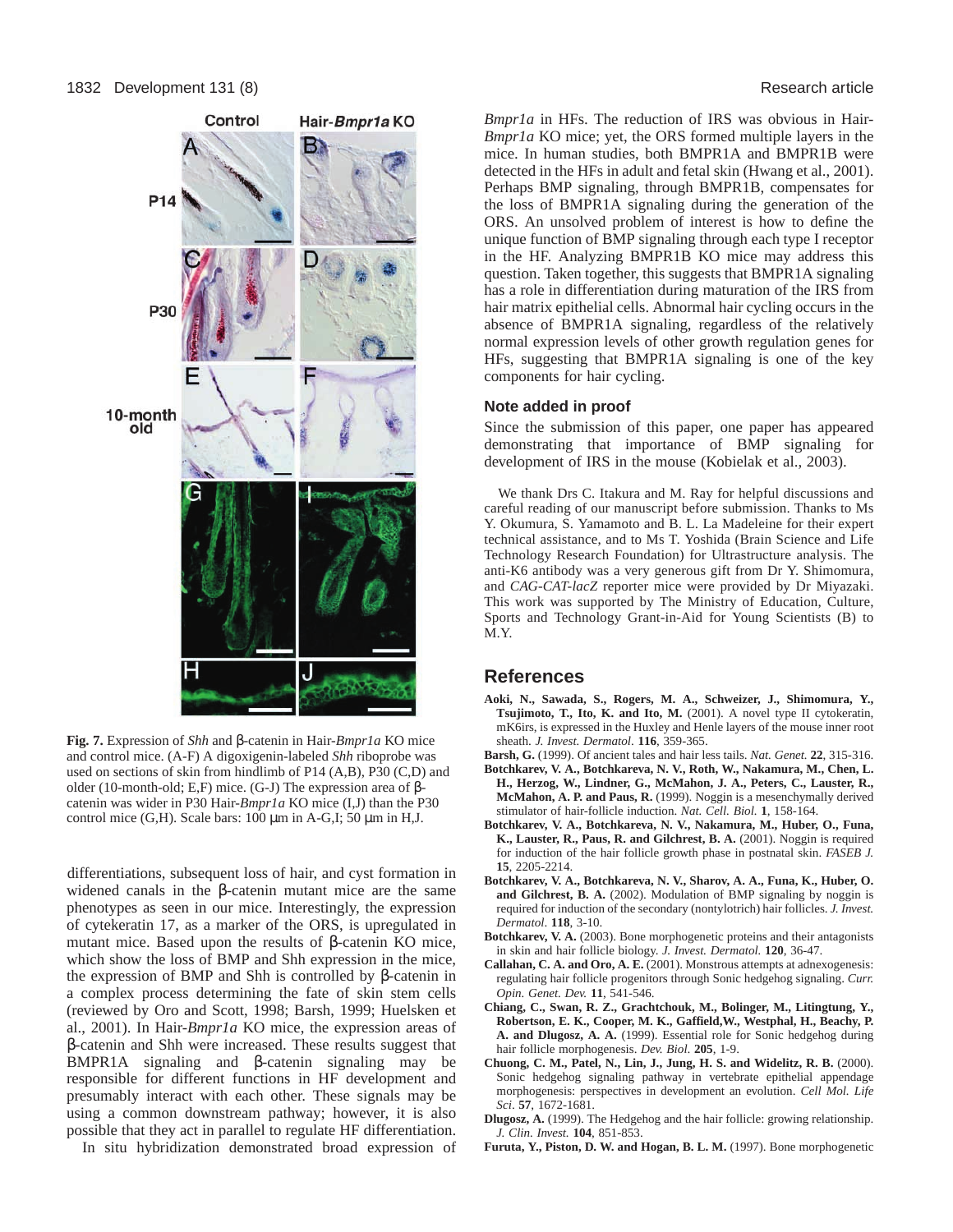**Fig. 7.** Expression of *Shh* and β-catenin in Hair-*Bmpr1a* KO mice and control mice. (A-F) A digoxigenin-labeled *Shh* riboprobe was used on sections of skin from hindlimb of P14 (A,B), P30 (C,D) and older (10-month-old; E,F) mice. (G-J) The expression area of β-catenin was wider in P30 Hair-*Bmpr1a* KO mice (I,J) than the P30 control mice (G,H). Scale bars: 100 μm in A-G,I; 50 μm in H,J.

differentiations, subsequent loss of hair, and cyst formation in widened canals in the β-catenin mutant mice are the same phenotypes as seen in our mice. Interestingly, the expression of cytekeratin 17, as a marker of the ORS, is upregulated in mutant mice. Based upon the results of β-catenin KO mice, which show the loss of BMP and Shh expression in the mice, the expression of BMP and Shh is controlled by β-catenin in a complex process determining the fate of skin stem cells (reviewed by Oro and Scott, 1998; Barsh, 1999; Huelsken et al., 2001). In Hair-*Bmpr1a* KO mice, the expression areas of β-catenin and Shh were increased. These results suggest that BMPR1A signaling and β-catenin signaling may be responsible for different functions in HF development and presumably interact with each other. These signals may be using a common downstream pathway; however, it is also possible that they act in parallel to regulate HF differentiation.

In situ hybridization demonstrated broad expression of *Bmpr1a* in HFs. The reduction of IRS was obvious in Hair-*Bmpr1a* KO mice; yet, the ORS formed multiple layers in the mice. In human studies, both BMPR1A and BMPR1B were detected in the HFs in adult and fetal skin (Hwang et al., 2001). Perhaps BMP signaling, through BMPR1B, compensates for the loss of BMPR1A signaling during the generation of the ORS. An unsolved problem of interest is how to define the unique function of BMP signaling through each type I receptor in the HF. Analyzing BMPR1B KO mice may address this question. Taken together, this suggests that BMPR1A signaling has a role in differentiation during maturation of the IRS from hair matrix epithelial cells. Abnormal hair cycling occurs in the absence of BMPR1A signaling, regardless of the relatively normal expression levels of other growth regulation genes for HFs, suggesting that BMPR1A signaling is one of the key components for hair cycling.

### Note added in proof

Since the submission of this paper, one paper has appeared demonstrating that importance of BMP signaling for development of IRS in the mouse (Kobielak et al., 2003).

We thank Drs C. Itakura and M. Ray for helpful discussions and careful reading of our manuscript before submission. Thanks to Ms Y. Okumura, S. Yamamoto and B. L. La Madeleine for their expert technical assistance, and to Ms T. Yoshida (Brain Science and Life Technology Research Foundation) for Ultrastructure analysis. The anti-K6 antibody was a very generous gift from Dr Y. Shimomura, and *CAG-CAT-lacZ* reporter mice were provided by Dr Miyazaki. This work was supported by The Ministry of Education, Culture, Sports and Technology Grant-in-Aid for Young Scientists (B) to M.Y.

## References

**Aoki, N., Sawada, S., Rogers, M. A., Schweizer, J., Shimomura, Y., Tsujimoto, T., Ito, K. and Ito, M.** (2001). A novel type II cytokeratin, mK6irs, is expressed in the Huxley and Henle layers of the mouse inner root sheath. *J. Invest. Dermatol*. **116**, 359-365.

**Barsh, G.** (1999). Of ancient tales and hair less tails. *Nat. Genet*. **22**, 315-316.

**Botchkarev, V. A., Botchkareva, N. V., Roth, W., Nakamura, M., Chen, L. H., Herzog, W., Lindner, G., McMahon, J. A., Peters, C., Lauster, R., McMahon, A. P. and Paus, R.** (1999). Noggin is a mesenchymally derived stimulator of hair-follicle induction. *Nat. Cell. Biol.* **1**, 158-164.

**Botchkarev, V. A., Botchkareva, N. V., Nakamura, M., Huber, O., Funa, K., Lauster, R., Paus, R. and Gilchrest, B. A.** (2001). Noggin is required for induction of the hair follicle growth phase in postnatal skin. *FASEB J.* **15**, 2205-2214.

**Botchkarev, V. A., Botchkareva, N. V., Sharov, A. A., Funa, K., Huber, O. and Gilchrest, B. A.** (2002). Modulation of BMP signaling by noggin is required for induction of the secondary (nontylotrich) hair follicles. *J. Invest. Dermatol.* **118**, 3-10.

**Botchkarev, V. A.** (2003). Bone morphogenetic proteins and their antagonists in skin and hair follicle biology. *J. Invest. Dermatol.* **120**, 36-47.

**Callahan, C. A. and Oro, A. E.** (2001). Monstrous attempts at adnexogenesis: regulating hair follicle progenitors through Sonic hedgehog signaling. *Curr. Opin. Genet. Dev.* **11**, 541-546.

**Chiang, C., Swan, R. Z., Grachtchouk, M., Bolinger, M., Litingtung, Y., Robertson, E. K., Cooper, M. K., Gaffield,W., Westphal, H., Beachy, P. A. and Dlugosz, A. A.** (1999). Essential role for Sonic hedgehog during hair follicle morphogenesis. *Dev. Biol.* **205**, 1-9.

**Chuong, C. M., Patel, N., Lin, J., Jung, H. S. and Widelitz, R. B.** (2000). Sonic hedgehog signaling pathway in vertebrate epithelial appendage morphogenesis: perspectives in development an evolution. *Cell Mol. Life Sci*. **57**, 1672-1681.

**Dlugosz, A.** (1999). The Hedgehog and the hair follicle: growing relationship. *J. Clin. Invest.* **104**, 851-853.

**Furuta, Y., Piston, D. W. and Hogan, B. L. M.** (1997). Bone morphogenetic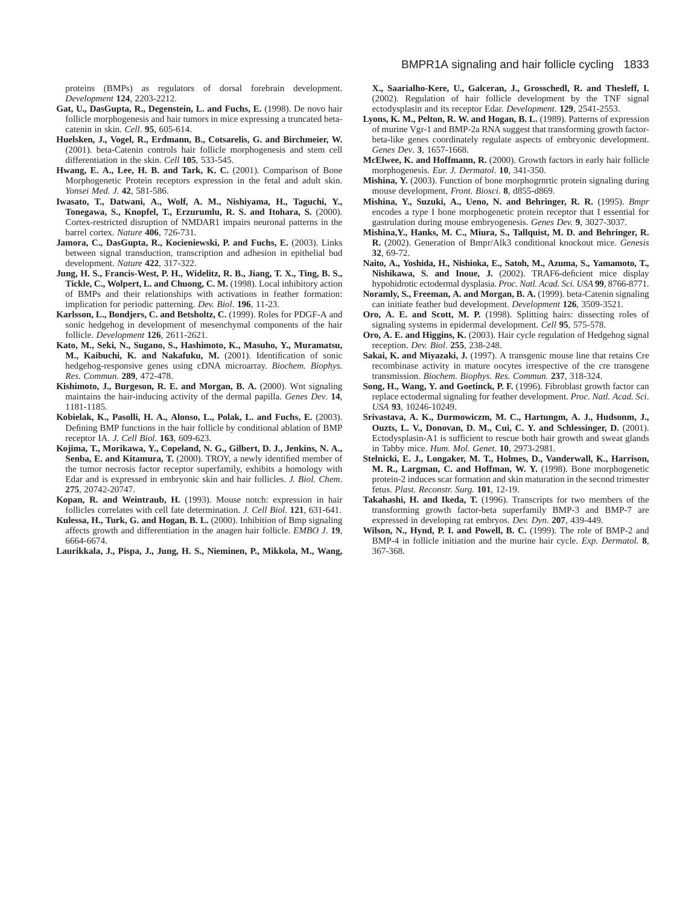proteins (BMPs) as regulators of dorsal forebrain development. *Development* **124**, 2203-2212.

**Gat, U., DasGupta, R., Degenstein, L. and Fuchs, E.** (1998). De novo hair follicle morphogenesis and hair tumors in mice expressing a truncated beta-catenin in skin. *Cell*. **95**, 605-614.

**Huelsken, J., Vogel, R., Erdmann, B., Cotsarelis, G. and Birchmeier, W.** (2001). beta-Catenin controls hair follicle morphogenesis and stem cell differentiation in the skin. *Cell* **105**, 533-545.

**Hwang, E. A., Lee, H. B. and Tark, K. C.** (2001). Comparison of Bone Morphogenetic Protein receptors expression in the fetal and adult skin. *Yonsei Med. J.* **42**, 581-586.

**Iwasato, T., Datwani, A., Wolf, A. M., Nishiyama, H., Taguchi, Y., Tonegawa, S., Knopfel, T., Erzurumlu, R. S. and Itohara, S.** (2000). Cortex-restricted disruption of NMDAR1 impairs neuronal patterns in the barrel cortex. *Nature* **406**, 726-731.

**Jamora, C., DasGupta, R., Kocieniewski, P. and Fuchs, E.** (2003). Links between signal transduction, transcription and adhesion in epithelial bud development. *Nature* **422**, 317-322.

**Jung, H. S., Francis-West, P. H., Widelitz, R. B., Jiang, T. X., Ting, B. S., Tickle, C., Wolpert, L. and Chuong, C. M.** (1998). Local inhibitory action of BMPs and their relationships with activations in feather formation: implication for periodic patterning. *Dev. Biol*. **196**, 11-23.

**Karlsson, L., Bondjers, C. and Betsholtz, C.** (1999). Roles for PDGF-A and sonic hedgehog in development of mesenchymal components of the hair follicle. *Development* **126**, 2611-2621.

**Kato, M., Seki, N., Sugano, S., Hashimoto, K., Masuho, Y., Muramatsu, M., Kaibuchi, K. and Nakafuku, M.** (2001). Identification of sonic hedgehog-responsive genes using cDNA microarray. *Biochem. Biophys. Res. Commun*. **289**, 472-478.

**Kishimoto, J., Burgeson, R. E. and Morgan, B. A.** (2000). Wnt signaling maintains the hair-inducing activity of the dermal papilla. *Genes Dev*. **14**, 1181-1185.

**Kobielak, K., Pasolli, H. A., Alonso, L., Polak, L. and Fuchs, E.** (2003). Defining BMP functions in the hair follicle by conditional ablation of BMP receptor IA. *J. Cell Biol.* **163**, 609-623.

**Kojima, T., Morikawa, Y., Copeland, N. G., Gilbert, D. J., Jenkins, N. A., Senba, E. and Kitamura, T.** (2000). TROY, a newly identified member of the tumor necrosis factor receptor superfamily, exhibits a homology with Edar and is expressed in embryonic skin and hair follicles. *J. Biol. Chem*. **275**, 20742-20747.

**Kopan, R. and Weintraub, H.** (1993). Mouse notch: expression in hair follicles correlates with cell fate determination. *J. Cell Biol*. **121**, 631-641.

**Kulessa, H., Turk, G. and Hogan, B. L.** (2000). Inhibition of Bmp signaling affects growth and differentiation in the anagen hair follicle. *EMBO J*. **19**, 6664-6674.

**Laurikkala, J., Pispa, J., Jung, H. S., Nieminen, P., Mikkola, M., Wang, X., Saarialho-Kere, U., Galceran, J., Grosschedl, R. and Thesleff, I.** (2002). Regulation of hair follicle development by the TNF signal ectodysplasin and its receptor Edar. *Development*. **129**, 2541-2553.

**Lyons, K. M., Pelton, R. W. and Hogan, B. L.** (1989). Patterns of expression of murine Vgr-1 and BMP-2a RNA suggest that transforming growth factor-beta-like genes coordinately regulate aspects of embryonic development. *Genes Dev*. **3**, 1657-1668.

**McElwee, K. and Hoffmann, R.** (2000). Growth factors in early hair follicle morphogenesis. *Eur. J. Dermatol*. **10**, 341-350.

**Mishina, Y.** (2003). Function of bone morphogrnrtic protein signaling during mouse development, *Front. Biosci*. **8**, d855-d869.

**Mishina, Y., Suzuki, A., Ueno, N. and Behringer, R. R.** (1995). *Bmpr* encodes a type I bone morphogenetic protein receptor that I essential for gastrulation during mouse embryogenesis. *Genes Dev.* **9**, 3027-3037.

**Mishina,Y., Hanks, M. C., Miura, S., Tallquist, M. D. and Behringer, R. R.** (2002). Generation of Bmpr/Alk3 conditional knockout mice. *Genesis* **32**, 69-72.

**Naito, A., Yoshida, H., Nishioka, E., Satoh, M., Azuma, S., Yamamoto, T., Nishikawa, S. and Inoue, J.** (2002). TRAF6-deficient mice display hypohidrotic ectodermal dysplasia. *Proc. Natl. Acad. Sci. USA* **99**, 8766-8771.

**Noramly, S., Freeman, A. and Morgan, B. A.** (1999). beta-Catenin signaling can initiate feather bud development. *Development* **126**, 3509-3521.

**Oro, A. E. and Scott, M. P.** (1998). Splitting hairs: dissecting roles of signaling systems in epidermal development. *Cell* **95**, 575-578.

**Oro, A. E. and Higgins, K.** (2003). Hair cycle regulation of Hedgehog signal reception. *Dev. Biol*. **255**, 238-248.

**Sakai, K. and Miyazaki, J.** (1997). A transgenic mouse line that retains Cre recombinase activity in mature oocytes irrespective of the cre transgene transmission. *Biochem. Biophys. Res. Commun*. **237**, 318-324.

**Song, H., Wang, Y. and Goetinck, P. F.** (1996). Fibroblast growth factor can replace ectodermal signaling for feather development. *Proc. Natl. Acad. Sci. USA* **93**, 10246-10249.

**Srivastava, A. K., Durmowiczm, M. C., Hartungm, A. J., Hudsonm, J., Ouzts, L. V., Donovan, D. M., Cui, C. Y. and Schlessinger, D.** (2001). Ectodysplasin-A1 is sufficient to rescue both hair growth and sweat glands in Tabby mice. *Hum. Mol. Genet*. **10**, 2973-2981.

**Stelnicki, E. J., Longaker, M. T., Holmes, D., Vanderwall, K., Harrison, M. R., Largman, C. and Hoffman, W. Y.** (1998). Bone morphogenetic protein-2 induces scar formation and skin maturation in the second trimester fetus. *Plast. Reconstr. Surg.* **101**, 12-19.

**Takahashi, H. and Ikeda, T.** (1996). Transcripts for two members of the transforming growth factor-beta superfamily BMP-3 and BMP-7 are expressed in developing rat embryos. *Dev. Dyn*. **207**, 439-449.

**Wilson, N., Hynd, P. I. and Powell, B. C.** (1999). The role of BMP-2 and BMP-4 in follicle initiation and the murine hair cycle. *Exp. Dermatol.* **8**, 367-368.